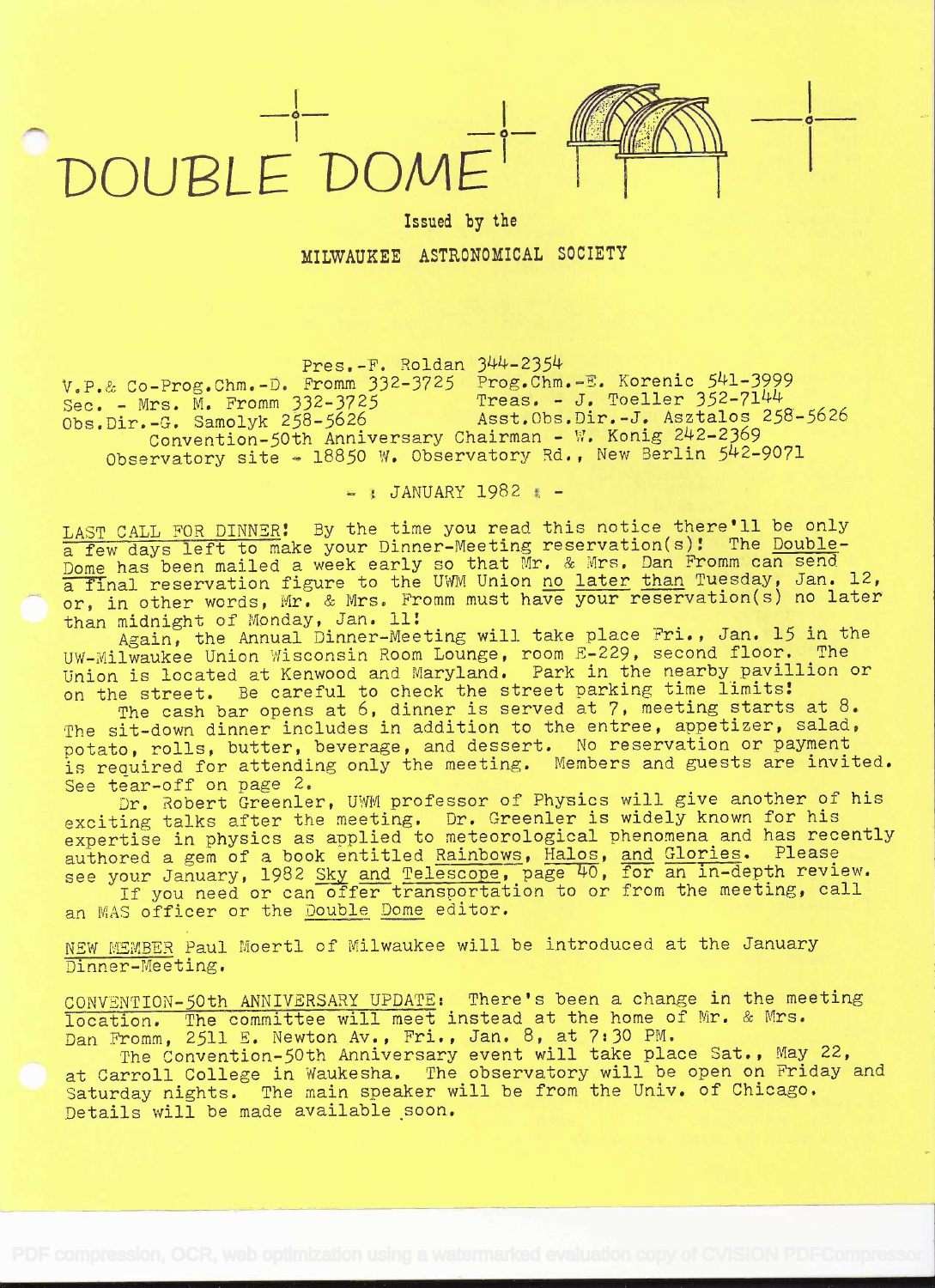# DOUBLE DOME

Issued by the

MILWAUKEE ASTRONOMICAL SOCIETY

Pres.-F. Roldan 344-2354
V.P.& Co-Prog.Chm.-D. Fromm 332-3725 Prog.Chm.-E. Korenic 541-3999
Sec. - Mrs. M. Fromm 332-3725 Treas. - J. Toeller 352-7144
Obs.Dir.-G. Samolyk 258-5626 Asst.Obs.Dir.-J. Asztalos 258-5626
Convention-50th Anniversary Chairman - W. Konig 242-2369
Observatory site - 18850 W. Observatory Rd., New Berlin 542-9071

- : JANUARY 1982 : -

LAST CALL FOR DINNER! By the time you read this notice there'll be only a few days left to make your Dinner-Meeting reservation(s)! The Double-Dome has been mailed a week early so that Mr. & Mrs. Dan Fromm can send a final reservation figure to the UWM Union no later than Tuesday, Jan. 12, or, in other words, Mr. & Mrs. Fromm must have your reservation(s) no later than midnight of Monday, Jan. 11!

Again, the Annual Dinner-Meeting will take place Fri., Jan. 15 in the UW-Milwaukee Union Wisconsin Room Lounge, room E-229, second floor. The Union is located at Kenwood and Maryland. Park in the nearby pavillion or on the street. Be careful to check the street parking time limits!

The cash bar opens at 6, dinner is served at 7, meeting starts at 8. The sit-down dinner includes in addition to the entree, appetizer, salad, potato, rolls, butter, beverage, and dessert. No reservation or payment is required for attending only the meeting. Members and guests are invited. See tear-off on page 2.

Dr. Robert Greenler, UWM professor of Physics will give another of his exciting talks after the meeting. Dr. Greenler is widely known for his expertise in physics as applied to meteorological phenomena and has recently authored a gem of a book entitled Rainbows, Halos, and Glories. Please see your January, 1982 Sky and Telescope, page 40, for an in-depth review.

If you need or can offer transportation to or from the meeting, call an MAS officer or the Double Dome editor.

NEW MEMBER Paul Moertl of Milwaukee will be introduced at the January Dinner-Meeting.

CONVENTION-50th ANNIVERSARY UPDATE: There's been a change in the meeting location. The committee will meet instead at the home of Mr. & Mrs. Dan Fromm, 2511 E. Newton Av., Fri., Jan. 8, at 7:30 PM.

The Convention-50th Anniversary event will take place Sat., May 22, at Carroll College in Waukesha. The observatory will be open on Friday and Saturday nights. The main speaker will be from the Univ. of Chicago. Details will be made available soon.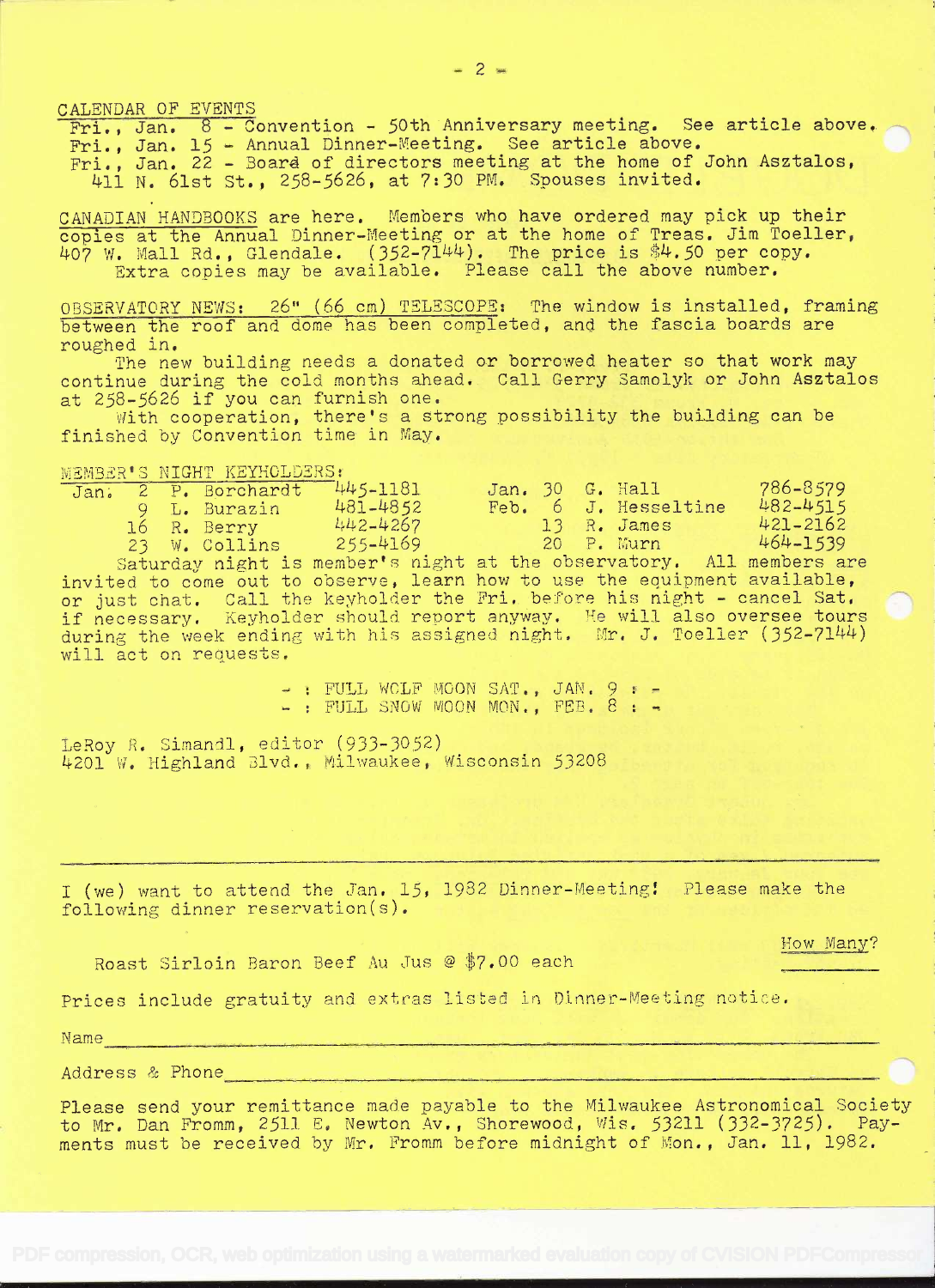CALENDAR OF EVENTS

Fri., Jan. 8 - Convention - 50th Anniversary meeting. See article above.
Fri., Jan. 15 - Annual Dinner-Meeting. See article above.
Fri., Jan. 22 - Board of directors meeting at the home of John Asztalos, 411 N. 61st St., 258-5626, at 7:30 PM. Spouses invited.

CANADIAN HANDBOOKS are here. Members who have ordered may pick up their copies at the Annual Dinner-Meeting or at the home of Treas. Jim Toeller, 407 W. Mall Rd., Glendale. (352-7144). The price is $4.50 per copy. Extra copies may be available. Please call the above number.

OBSERVATORY NEWS: 26" (66 cm) TELESCOPE: The window is installed, framing between the roof and dome has been completed, and the fascia boards are roughed in.

The new building needs a donated or borrowed heater so that work may continue during the cold months ahead. Call Gerry Samolyk or John Asztalos at 258-5626 if you can furnish one.

With cooperation, there's a strong possibility the building can be finished by Convention time in May.

MEMBER'S NIGHT KEYHOLDERS:

| | | | | | |
|---|---|---|---|---|---|
| Jan. 2 | P. Borchardt | 445-1181 | Jan. 30 | G. Hall | 786-8579 |
| 9 | L. Burazin | 481-4852 | Feb. 6 | J. Hesseltine | 482-4515 |
| 16 | R. Berry | 442-4267 | 13 | R. James | 421-2162 |
| 23 | W. Collins | 255-4169 | 20 | P. Murn | 464-1539 |

Saturday night is member's night at the observatory. All members are invited to come out to observe, learn how to use the equipment available, or just chat. Call the keyholder the Fri. before his night - cancel Sat. if necessary. Keyholder should report anyway. He will also oversee tours during the week ending with his assigned night. Mr. J. Toeller (352-7144) will act on requests.

- : FULL WOLF MOON SAT., JAN. 9 : -
- : FULL SNOW MOON MON., FEB. 8 : -

LeRoy R. Simandl, editor (933-3052)
4201 W. Highland Blvd., Milwaukee, Wisconsin 53208

---

I (we) want to attend the Jan. 15, 1982 Dinner-Meeting! Please make the following dinner reservation(s).

How Many?

Roast Sirloin Baron Beef Au Jus @ $7.00 each ________

Prices include gratuity and extras listed in Dinner-Meeting notice.

Name ____________________________________________

Address & Phone ____________________________________________

Please send your remittance made payable to the Milwaukee Astronomical Society to Mr. Dan Fromm, 2511 E. Newton Av., Shorewood, Wis. 53211 (332-3725). Payments must be received by Mr. Fromm before midnight of Mon., Jan. 11, 1982.